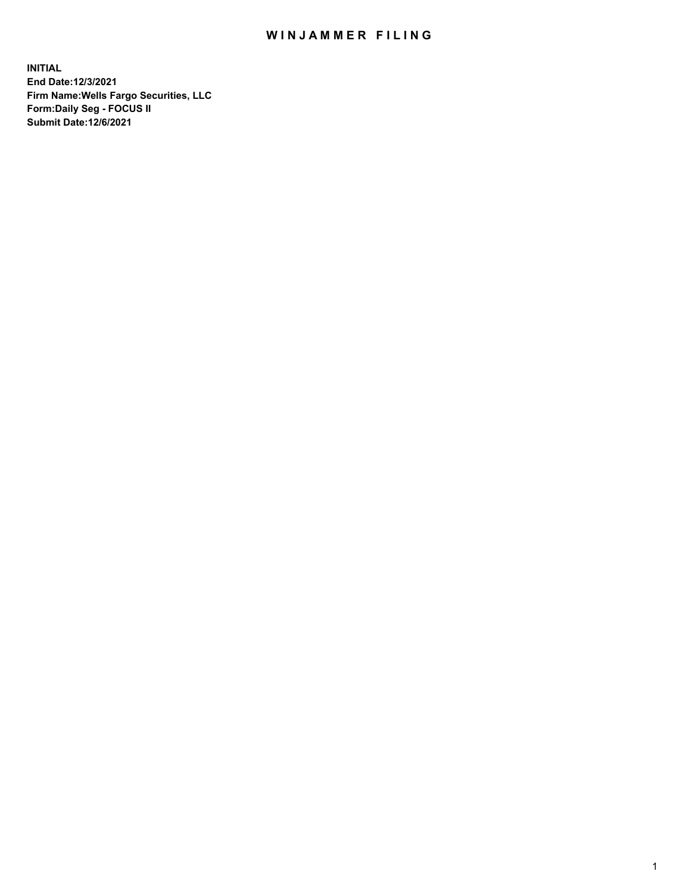# WINJAMMER FILING

**INITIAL**
**End Date:12/3/2021**
**Firm Name:Wells Fargo Securities, LLC**
**Form:Daily Seg - FOCUS II**
**Submit Date:12/6/2021**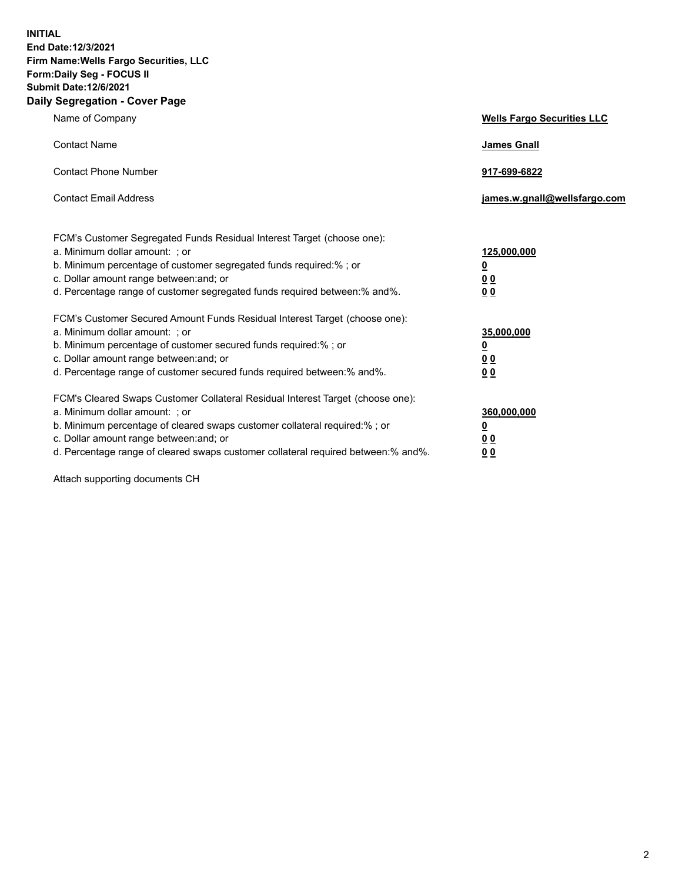**INITIAL**
**End Date:12/3/2021**
**Firm Name:Wells Fargo Securities, LLC**
**Form:Daily Seg - FOCUS II**
**Submit Date:12/6/2021**

## Daily Segregation - Cover Page

| | |
|---|---|
| Name of Company | **Wells Fargo Securities LLC** |
| Contact Name | **James Gnall** |
| Contact Phone Number | **917-699-6822** |
| Contact Email Address | **james.w.gnall@wellsfargo.com** |

| | |
|---|---|
| FCM's Customer Segregated Funds Residual Interest Target (choose one): | |
| a. Minimum dollar amount: ; or | **125,000,000** |
| b. Minimum percentage of customer segregated funds required:% ; or | **0** |
| c. Dollar amount range between:and; or | **0 0** |
| d. Percentage range of customer segregated funds required between:% and%. | **0 0** |
| FCM's Customer Secured Amount Funds Residual Interest Target (choose one): | |
| a. Minimum dollar amount: ; or | **35,000,000** |
| b. Minimum percentage of customer secured funds required:% ; or | **0** |
| c. Dollar amount range between:and; or | **0 0** |
| d. Percentage range of customer secured funds required between:% and%. | **0 0** |
| FCM's Cleared Swaps Customer Collateral Residual Interest Target (choose one): | |
| a. Minimum dollar amount: ; or | **360,000,000** |
| b. Minimum percentage of cleared swaps customer collateral required:% ; or | **0** |
| c. Dollar amount range between:and; or | **0 0** |
| d. Percentage range of cleared swaps customer collateral required between:% and%. | **0 0** |

Attach supporting documents CH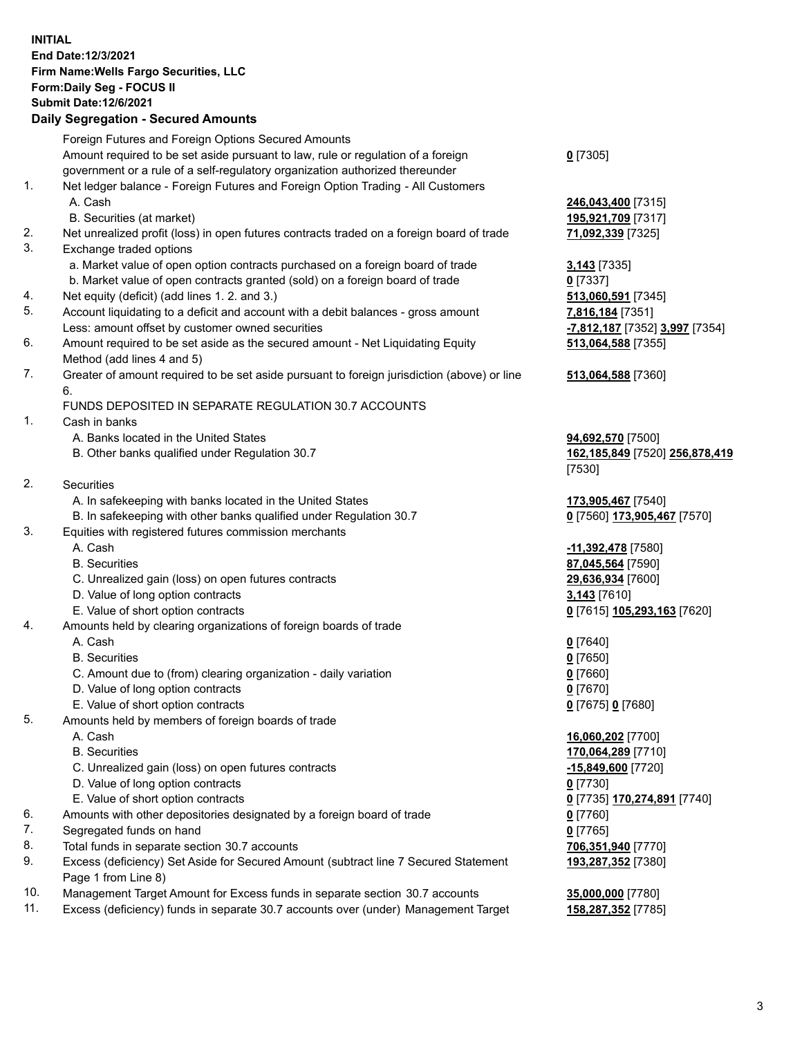**INITIAL**
**End Date:12/3/2021**
**Firm Name:Wells Fargo Securities, LLC**
**Form:Daily Seg - FOCUS II**
**Submit Date:12/6/2021**

## Daily Segregation - Secured Amounts

| | | |
|---|---|---|
| | Foreign Futures and Foreign Options Secured Amounts | |
| | Amount required to be set aside pursuant to law, rule or regulation of a foreign government or a rule of a self-regulatory organization authorized thereunder | **0** [7305] |
| 1. | Net ledger balance - Foreign Futures and Foreign Option Trading - All Customers | |
| | A. Cash | **246,043,400** [7315] |
| | B. Securities (at market) | **195,921,709** [7317] |
| 2. | Net unrealized profit (loss) in open futures contracts traded on a foreign board of trade | **71,092,339** [7325] |
| 3. | Exchange traded options | |
| | a. Market value of open option contracts purchased on a foreign board of trade | **3,143** [7335] |
| | b. Market value of open contracts granted (sold) on a foreign board of trade | **0** [7337] |
| 4. | Net equity (deficit) (add lines 1. 2. and 3.) | **513,060,591** [7345] |
| 5. | Account liquidating to a deficit and account with a debit balances - gross amount | **7,816,184** [7351] |
| | Less: amount offset by customer owned securities | **-7,812,187** [7352] **3,997** [7354] |
| 6. | Amount required to be set aside as the secured amount - Net Liquidating Equity Method (add lines 4 and 5) | **513,064,588** [7355] |
| 7. | Greater of amount required to be set aside pursuant to foreign jurisdiction (above) or line 6. | **513,064,588** [7360] |
| | FUNDS DEPOSITED IN SEPARATE REGULATION 30.7 ACCOUNTS | |
| 1. | Cash in banks | |
| | A. Banks located in the United States | **94,692,570** [7500] |
| | B. Other banks qualified under Regulation 30.7 | **162,185,849** [7520] **256,878,419** [7530] |
| 2. | Securities | |
| | A. In safekeeping with banks located in the United States | **173,905,467** [7540] |
| | B. In safekeeping with other banks qualified under Regulation 30.7 | **0** [7560] **173,905,467** [7570] |
| 3. | Equities with registered futures commission merchants | |
| | A. Cash | **-11,392,478** [7580] |
| | B. Securities | **87,045,564** [7590] |
| | C. Unrealized gain (loss) on open futures contracts | **29,636,934** [7600] |
| | D. Value of long option contracts | **3,143** [7610] |
| | E. Value of short option contracts | **0** [7615] **105,293,163** [7620] |
| 4. | Amounts held by clearing organizations of foreign boards of trade | |
| | A. Cash | **0** [7640] |
| | B. Securities | **0** [7650] |
| | C. Amount due to (from) clearing organization - daily variation | **0** [7660] |
| | D. Value of long option contracts | **0** [7670] |
| | E. Value of short option contracts | **0** [7675] **0** [7680] |
| 5. | Amounts held by members of foreign boards of trade | |
| | A. Cash | **16,060,202** [7700] |
| | B. Securities | **170,064,289** [7710] |
| | C. Unrealized gain (loss) on open futures contracts | **-15,849,600** [7720] |
| | D. Value of long option contracts | **0** [7730] |
| | E. Value of short option contracts | **0** [7735] **170,274,891** [7740] |
| 6. | Amounts with other depositories designated by a foreign board of trade | **0** [7760] |
| 7. | Segregated funds on hand | **0** [7765] |
| 8. | Total funds in separate section 30.7 accounts | **706,351,940** [7770] |
| 9. | Excess (deficiency) Set Aside for Secured Amount (subtract line 7 Secured Statement Page 1 from Line 8) | **193,287,352** [7380] |
| 10. | Management Target Amount for Excess funds in separate section 30.7 accounts | **35,000,000** [7780] |
| 11. | Excess (deficiency) funds in separate 30.7 accounts over (under) Management Target | **158,287,352** [7785] |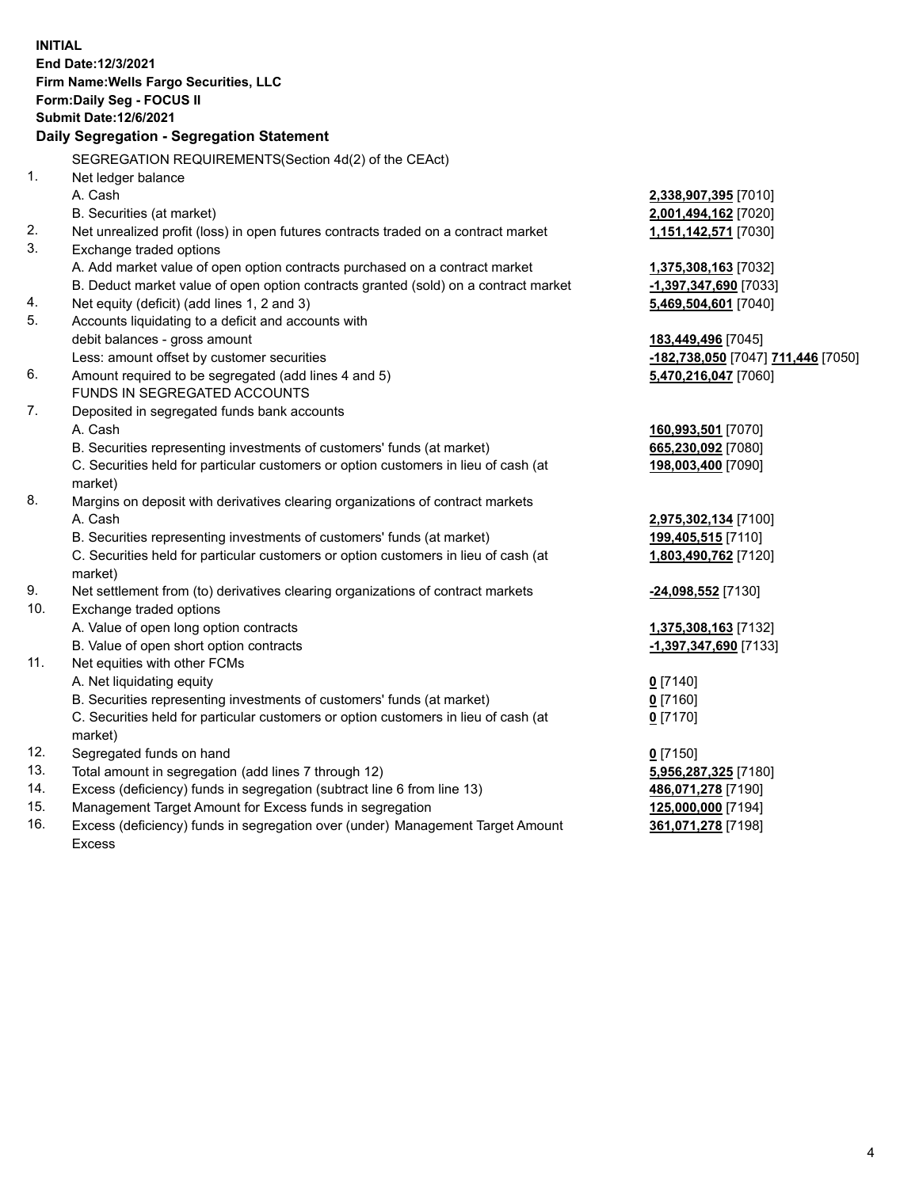**INITIAL**
**End Date:12/3/2021**
**Firm Name:Wells Fargo Securities, LLC**
**Form:Daily Seg - FOCUS II**
**Submit Date:12/6/2021**

**Daily Segregation - Segregation Statement**

SEGREGATION REQUIREMENTS(Section 4d(2) of the CEAct)

| | | |
|---|---|---|
| 1. | Net ledger balance | |
| | A. Cash | **2,338,907,395** [7010] |
| | B. Securities (at market) | **2,001,494,162** [7020] |
| 2. | Net unrealized profit (loss) in open futures contracts traded on a contract market | **1,151,142,571** [7030] |
| 3. | Exchange traded options | |
| | A. Add market value of open option contracts purchased on a contract market | **1,375,308,163** [7032] |
| | B. Deduct market value of open option contracts granted (sold) on a contract market | **-1,397,347,690** [7033] |
| 4. | Net equity (deficit) (add lines 1, 2 and 3) | **5,469,504,601** [7040] |
| 5. | Accounts liquidating to a deficit and accounts with debit balances - gross amount | **183,449,496** [7045] |
| | Less: amount offset by customer securities | **-182,738,050** [7047] **711,446** [7050] |
| 6. | Amount required to be segregated (add lines 4 and 5) | **5,470,216,047** [7060] |
| | FUNDS IN SEGREGATED ACCOUNTS | |
| 7. | Deposited in segregated funds bank accounts | |
| | A. Cash | **160,993,501** [7070] |
| | B. Securities representing investments of customers' funds (at market) | **665,230,092** [7080] |
| | C. Securities held for particular customers or option customers in lieu of cash (at market) | **198,003,400** [7090] |
| 8. | Margins on deposit with derivatives clearing organizations of contract markets | |
| | A. Cash | **2,975,302,134** [7100] |
| | B. Securities representing investments of customers' funds (at market) | **199,405,515** [7110] |
| | C. Securities held for particular customers or option customers in lieu of cash (at market) | **1,803,490,762** [7120] |
| 9. | Net settlement from (to) derivatives clearing organizations of contract markets | **-24,098,552** [7130] |
| 10. | Exchange traded options | |
| | A. Value of open long option contracts | **1,375,308,163** [7132] |
| | B. Value of open short option contracts | **-1,397,347,690** [7133] |
| 11. | Net equities with other FCMs | |
| | A. Net liquidating equity | **0** [7140] |
| | B. Securities representing investments of customers' funds (at market) | **0** [7160] |
| | C. Securities held for particular customers or option customers in lieu of cash (at market) | **0** [7170] |
| 12. | Segregated funds on hand | **0** [7150] |
| 13. | Total amount in segregation (add lines 7 through 12) | **5,956,287,325** [7180] |
| 14. | Excess (deficiency) funds in segregation (subtract line 6 from line 13) | **486,071,278** [7190] |
| 15. | Management Target Amount for Excess funds in segregation | **125,000,000** [7194] |
| 16. | Excess (deficiency) funds in segregation over (under) Management Target Amount Excess | **361,071,278** [7198] |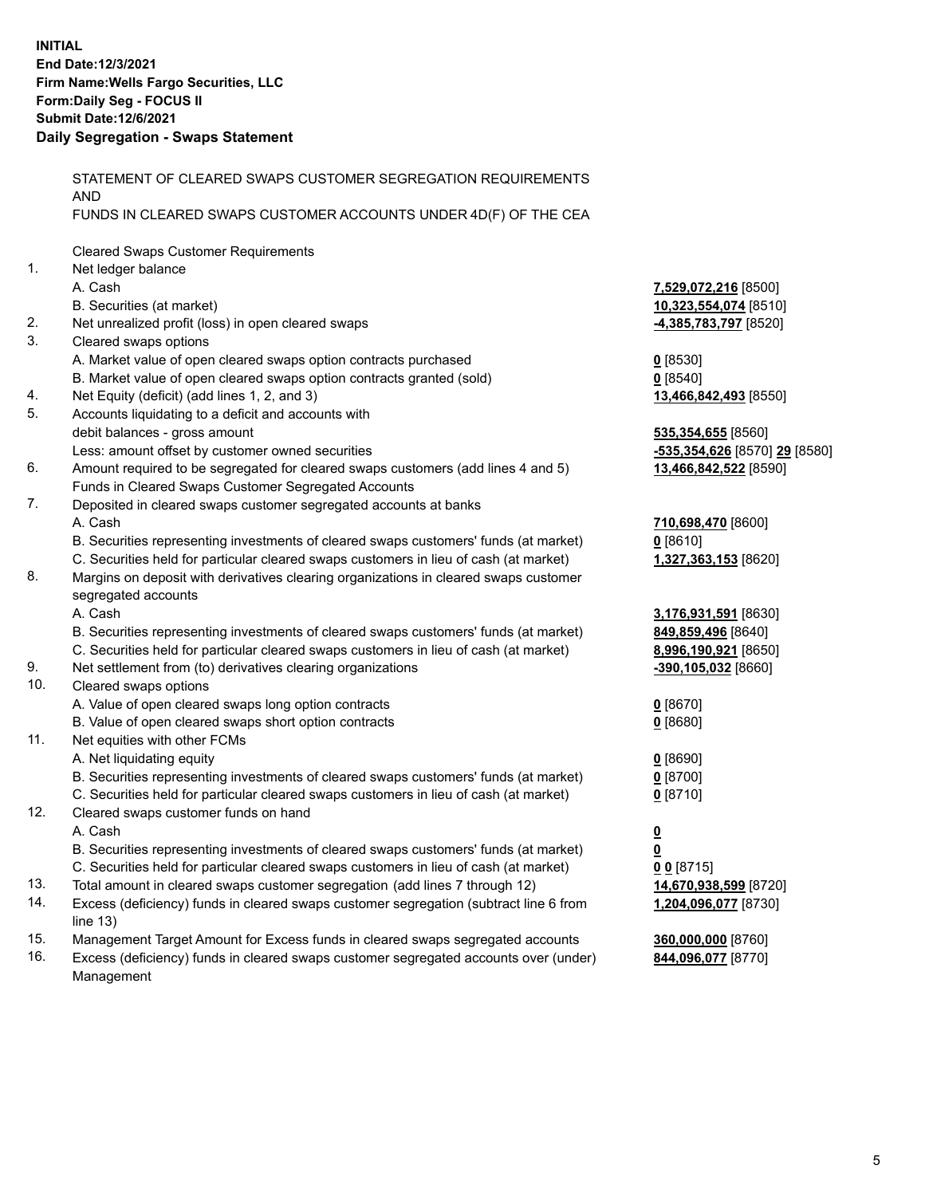**INITIAL**
**End Date:12/3/2021**
**Firm Name:Wells Fargo Securities, LLC**
**Form:Daily Seg - FOCUS II**
**Submit Date:12/6/2021**
**Daily Segregation - Swaps Statement**

STATEMENT OF CLEARED SWAPS CUSTOMER SEGREGATION REQUIREMENTS AND FUNDS IN CLEARED SWAPS CUSTOMER ACCOUNTS UNDER 4D(F) OF THE CEA

| | | |
|---|---|---|
| | Cleared Swaps Customer Requirements | |
| 1. | Net ledger balance | |
| | A. Cash | **7,529,072,216** [8500] |
| | B. Securities (at market) | **10,323,554,074** [8510] |
| 2. | Net unrealized profit (loss) in open cleared swaps | **-4,385,783,797** [8520] |
| 3. | Cleared swaps options | |
| | A. Market value of open cleared swaps option contracts purchased | **0** [8530] |
| | B. Market value of open cleared swaps option contracts granted (sold) | **0** [8540] |
| 4. | Net Equity (deficit) (add lines 1, 2, and 3) | **13,466,842,493** [8550] |
| 5. | Accounts liquidating to a deficit and accounts with debit balances - gross amount | **535,354,655** [8560] |
| | Less: amount offset by customer owned securities | **-535,354,626** [8570] **29** [8580] |
| 6. | Amount required to be segregated for cleared swaps customers (add lines 4 and 5) | **13,466,842,522** [8590] |
| | Funds in Cleared Swaps Customer Segregated Accounts | |
| 7. | Deposited in cleared swaps customer segregated accounts at banks | |
| | A. Cash | **710,698,470** [8600] |
| | B. Securities representing investments of cleared swaps customers' funds (at market) | **0** [8610] |
| | C. Securities held for particular cleared swaps customers in lieu of cash (at market) | **1,327,363,153** [8620] |
| 8. | Margins on deposit with derivatives clearing organizations in cleared swaps customer segregated accounts | |
| | A. Cash | **3,176,931,591** [8630] |
| | B. Securities representing investments of cleared swaps customers' funds (at market) | **849,859,496** [8640] |
| | C. Securities held for particular cleared swaps customers in lieu of cash (at market) | **8,996,190,921** [8650] |
| 9. | Net settlement from (to) derivatives clearing organizations | **-390,105,032** [8660] |
| 10. | Cleared swaps options | |
| | A. Value of open cleared swaps long option contracts | **0** [8670] |
| | B. Value of open cleared swaps short option contracts | **0** [8680] |
| 11. | Net equities with other FCMs | |
| | A. Net liquidating equity | **0** [8690] |
| | B. Securities representing investments of cleared swaps customers' funds (at market) | **0** [8700] |
| | C. Securities held for particular cleared swaps customers in lieu of cash (at market) | **0** [8710] |
| 12. | Cleared swaps customer funds on hand | |
| | A. Cash | **0** |
| | B. Securities representing investments of cleared swaps customers' funds (at market) | **0** |
| | C. Securities held for particular cleared swaps customers in lieu of cash (at market) | **0** **0** [8715] |
| 13. | Total amount in cleared swaps customer segregation (add lines 7 through 12) | **14,670,938,599** [8720] |
| 14. | Excess (deficiency) funds in cleared swaps customer segregation (subtract line 6 from line 13) | **1,204,096,077** [8730] |
| 15. | Management Target Amount for Excess funds in cleared swaps segregated accounts | **360,000,000** [8760] |
| 16. | Excess (deficiency) funds in cleared swaps customer segregated accounts over (under) Management | **844,096,077** [8770] |